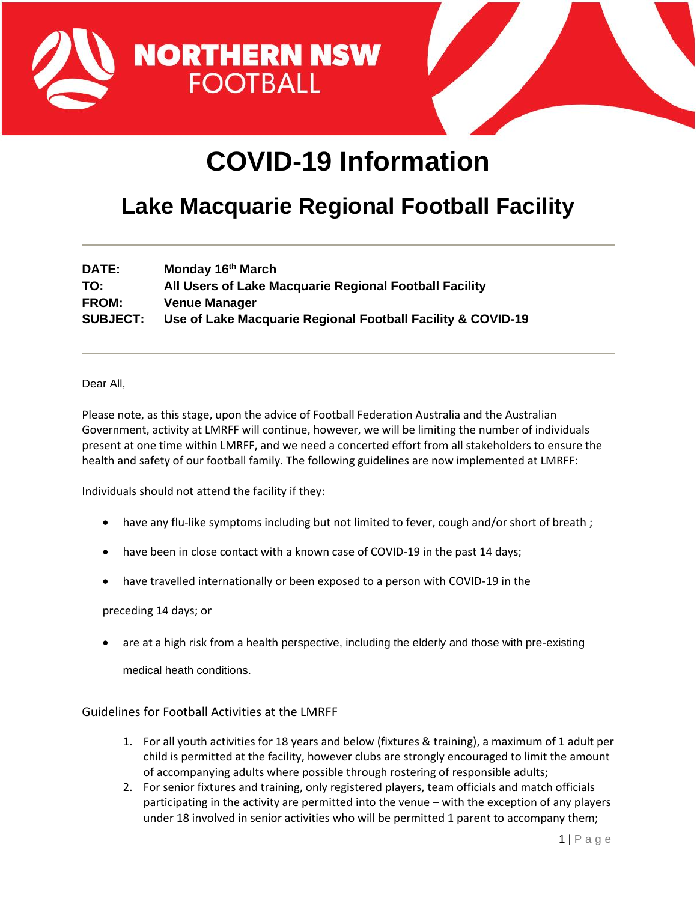NORTHERN NSW FOOTBALL

# COVID-19 Information

## Lake Macquarie Regional Football Facility

---

**DATE:** Monday 16th March
**TO:** All Users of Lake Macquarie Regional Football Facility
**FROM:** Venue Manager
**SUBJECT:** Use of Lake Macquarie Regional Football Facility & COVID-19

---

Dear All,

Please note, as this stage, upon the advice of Football Federation Australia and the Australian Government, activity at LMRFF will continue, however, we will be limiting the number of individuals present at one time within LMRFF, and we need a concerted effort from all stakeholders to ensure the health and safety of our football family. The following guidelines are now implemented at LMRFF:

Individuals should not attend the facility if they:

- have any flu-like symptoms including but not limited to fever, cough and/or short of breath ;
- have been in close contact with a known case of COVID-19 in the past 14 days;
- have travelled internationally or been exposed to a person with COVID-19 in the preceding 14 days; or
- are at a high risk from a health perspective, including the elderly and those with pre-existing medical heath conditions.

### Guidelines for Football Activities at the LMRFF

1. For all youth activities for 18 years and below (fixtures & training), a maximum of 1 adult per child is permitted at the facility, however clubs are strongly encouraged to limit the amount of accompanying adults where possible through rostering of responsible adults;
2. For senior fixtures and training, only registered players, team officials and match officials participating in the activity are permitted into the venue – with the exception of any players under 18 involved in senior activities who will be permitted 1 parent to accompany them;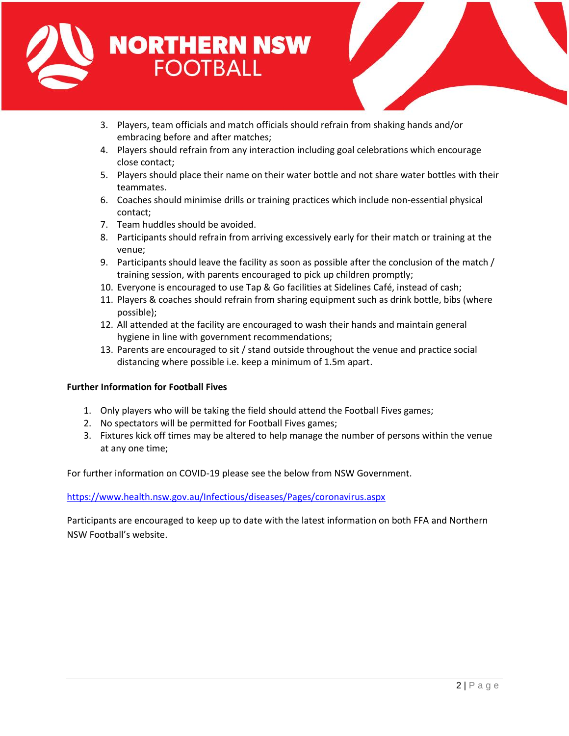3. Players, team officials and match officials should refrain from shaking hands and/or embracing before and after matches;
4. Players should refrain from any interaction including goal celebrations which encourage close contact;
5. Players should place their name on their water bottle and not share water bottles with their teammates.
6. Coaches should minimise drills or training practices which include non-essential physical contact;
7. Team huddles should be avoided.
8. Participants should refrain from arriving excessively early for their match or training at the venue;
9. Participants should leave the facility as soon as possible after the conclusion of the match / training session, with parents encouraged to pick up children promptly;
10. Everyone is encouraged to use Tap & Go facilities at Sidelines Café, instead of cash;
11. Players & coaches should refrain from sharing equipment such as drink bottle, bibs (where possible);
12. All attended at the facility are encouraged to wash their hands and maintain general hygiene in line with government recommendations;
13. Parents are encouraged to sit / stand outside throughout the venue and practice social distancing where possible i.e. keep a minimum of 1.5m apart.

**Further Information for Football Fives**

1. Only players who will be taking the field should attend the Football Fives games;
2. No spectators will be permitted for Football Fives games;
3. Fixtures kick off times may be altered to help manage the number of persons within the venue at any one time;

For further information on COVID-19 please see the below from NSW Government.

https://www.health.nsw.gov.au/Infectious/diseases/Pages/coronavirus.aspx

Participants are encouraged to keep up to date with the latest information on both FFA and Northern NSW Football's website.